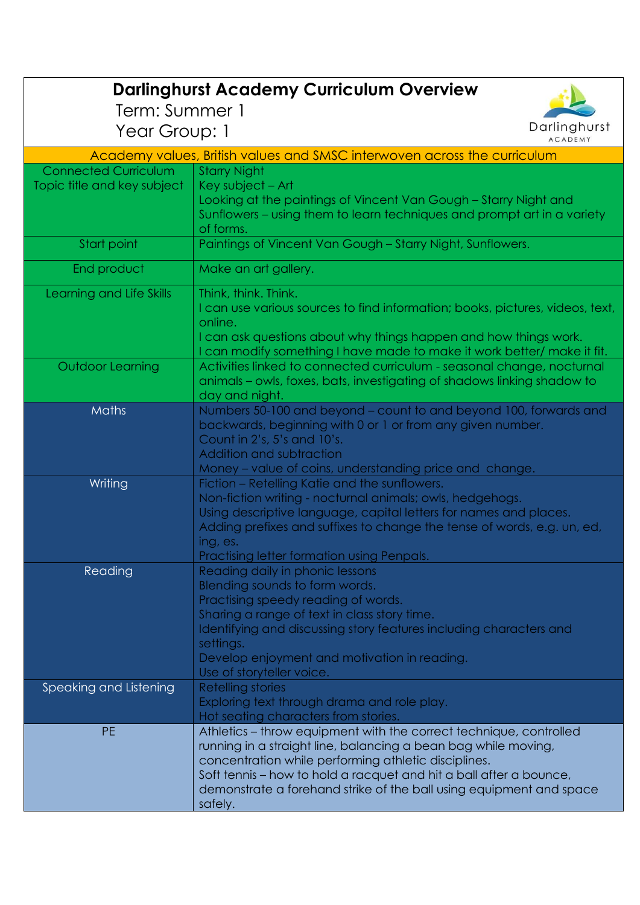# Darlinghurst Academy Curriculum Overview

Term: Summer 1

Year Group: 1

| Academy values, British values and SMSC interwoven across the curriculum | |
|---|---|
| Connected Curriculum Topic title and key subject | Starry Night<br>Key subject – Art<br>Looking at the paintings of Vincent Van Gough – Starry Night and Sunflowers – using them to learn techniques and prompt art in a variety of forms. |
| Start point | Paintings of Vincent Van Gough – Starry Night, Sunflowers. |
| End product | Make an art gallery. |
| Learning and Life Skills | Think, think. Think.<br>I can use various sources to find information; books, pictures, videos, text, online.<br>I can ask questions about why things happen and how things work.<br>I can modify something I have made to make it work better/ make it fit. |
| Outdoor Learning | Activities linked to connected curriculum - seasonal change, nocturnal animals – owls, foxes, bats, investigating of shadows linking shadow to day and night. |
| Maths | Numbers 50-100 and beyond – count to and beyond 100, forwards and backwards, beginning with 0 or 1 or from any given number.<br>Count in 2's, 5's and 10's.<br>Addition and subtraction<br>Money – value of coins, understanding price and change. |
| Writing | Fiction – Retelling Katie and the sunflowers.<br>Non-fiction writing - nocturnal animals; owls, hedgehogs.<br>Using descriptive language, capital letters for names and places.<br>Adding prefixes and suffixes to change the tense of words, e.g. un, ed, ing, es.<br>Practising letter formation using Penpals. |
| Reading | Reading daily in phonic lessons<br>Blending sounds to form words.<br>Practising speedy reading of words.<br>Sharing a range of text in class story time.<br>Identifying and discussing story features including characters and settings.<br>Develop enjoyment and motivation in reading.<br>Use of storyteller voice. |
| Speaking and Listening | Retelling stories<br>Exploring text through drama and role play.<br>Hot seating characters from stories. |
| PE | Athletics – throw equipment with the correct technique, controlled running in a straight line, balancing a bean bag while moving, concentration while performing athletic disciplines.<br>Soft tennis – how to hold a racquet and hit a ball after a bounce, demonstrate a forehand strike of the ball using equipment and space safely. |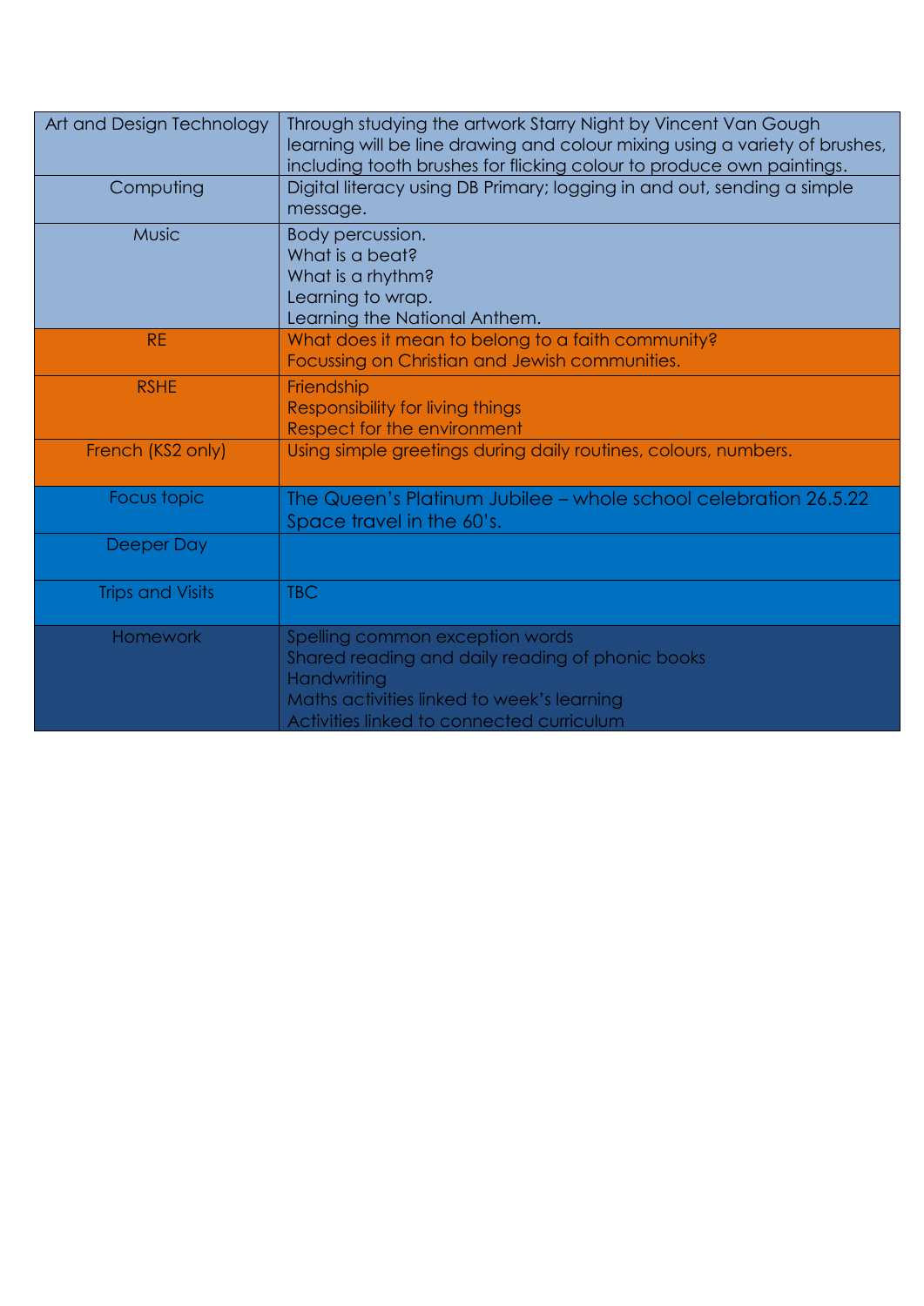| | |
|---|---|
| Art and Design Technology | Through studying the artwork Starry Night by Vincent Van Gough learning will be line drawing and colour mixing using a variety of brushes, including tooth brushes for flicking colour to produce own paintings. |
| Computing | Digital literacy using DB Primary; logging in and out, sending a simple message. |
| Music | Body percussion.<br>What is a beat?<br>What is a rhythm?<br>Learning to wrap.<br>Learning the National Anthem. |
| RE | What does it mean to belong to a faith community?<br>Focussing on Christian and Jewish communities. |
| RSHE | Friendship<br>Responsibility for living things<br>Respect for the environment |
| French (KS2 only) | Using simple greetings during daily routines, colours, numbers. |
| Focus topic | The Queen's Platinum Jubilee – whole school celebration 26.5.22<br>Space travel in the 60's. |
| Deeper Day | |
| Trips and Visits | TBC |
| Homework | Spelling common exception words<br>Shared reading and daily reading of phonic books<br>Handwriting<br>Maths activities linked to week's learning<br>Activities linked to connected curriculum |